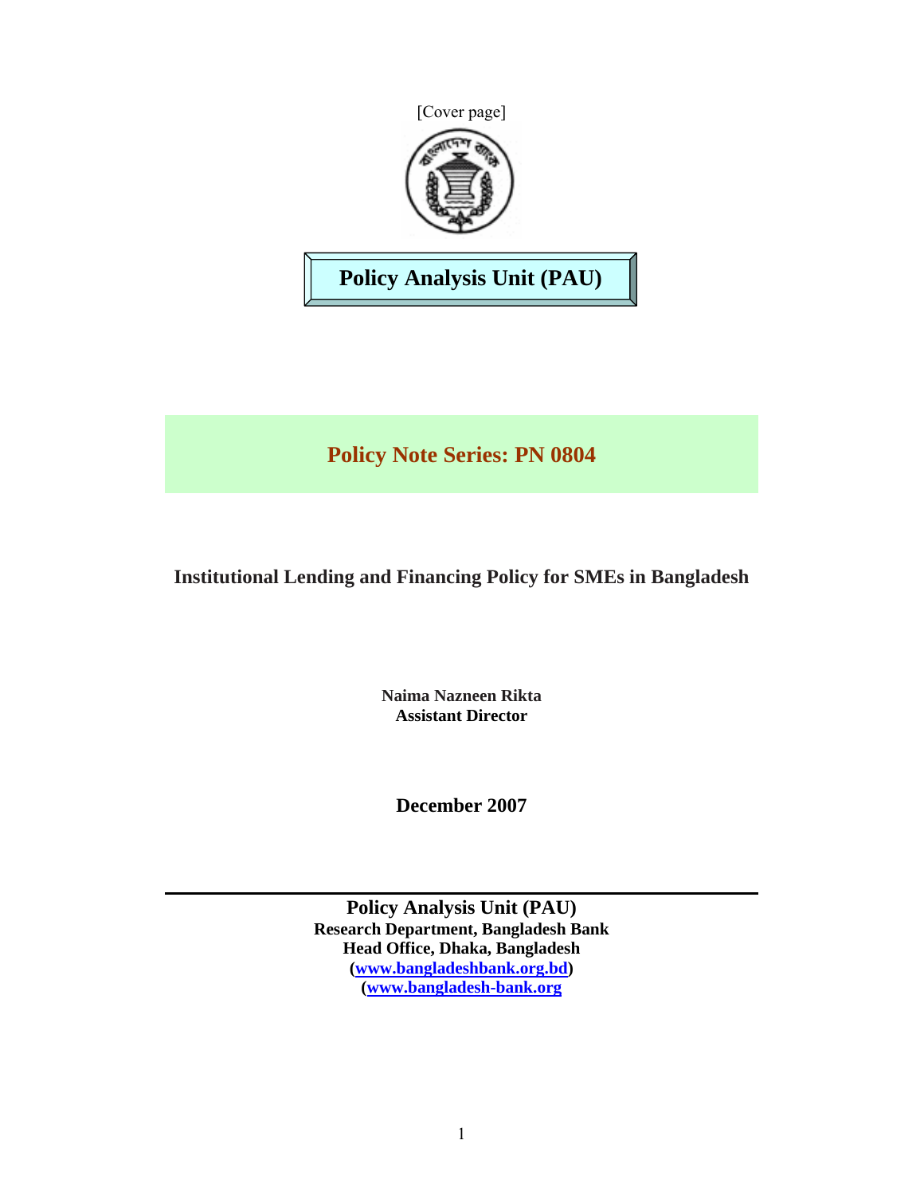[Cover page]

**Policy Analysis Unit (PAU)**

## Policy Note Series: PN 0804

# Institutional Lending and Financing Policy for SMEs in Bangladesh

**Naima Nazneen Rikta**
**Assistant Director**

**December 2007**

---

**Policy Analysis Unit (PAU)**
**Research Department, Bangladesh Bank**
**Head Office, Dhaka, Bangladesh**
**(www.bangladeshbank.org.bd)**
**(www.bangladesh-bank.org**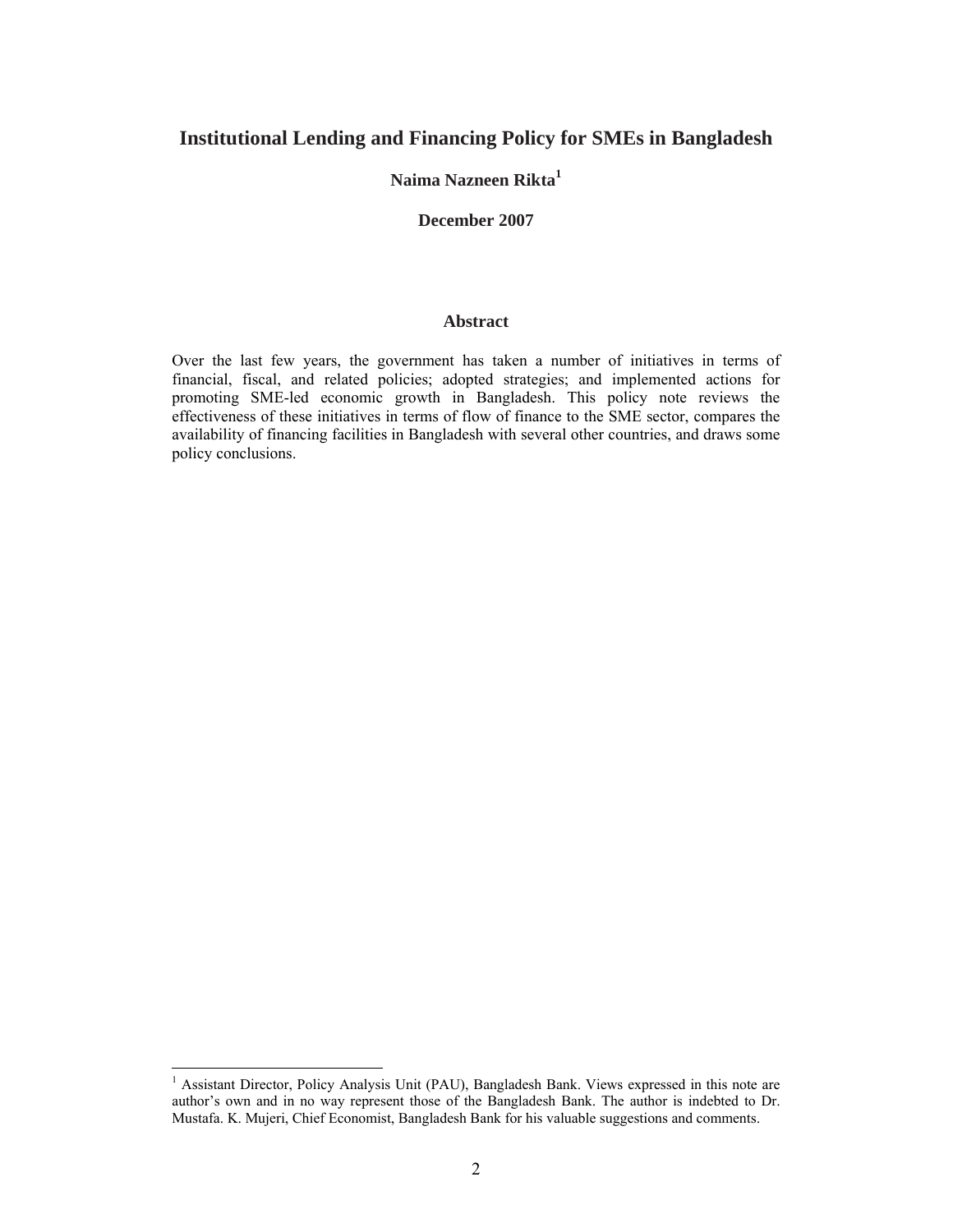# Institutional Lending and Financing Policy for SMEs in Bangladesh

**Naima Nazneen Rikta[1]**

**December 2007**

## Abstract

Over the last few years, the government has taken a number of initiatives in terms of financial, fiscal, and related policies; adopted strategies; and implemented actions for promoting SME-led economic growth in Bangladesh. This policy note reviews the effectiveness of these initiatives in terms of flow of finance to the SME sector, compares the availability of financing facilities in Bangladesh with several other countries, and draws some policy conclusions.

---

[1] Assistant Director, Policy Analysis Unit (PAU), Bangladesh Bank. Views expressed in this note are author's own and in no way represent those of the Bangladesh Bank. The author is indebted to Dr. Mustafa. K. Mujeri, Chief Economist, Bangladesh Bank for his valuable suggestions and comments.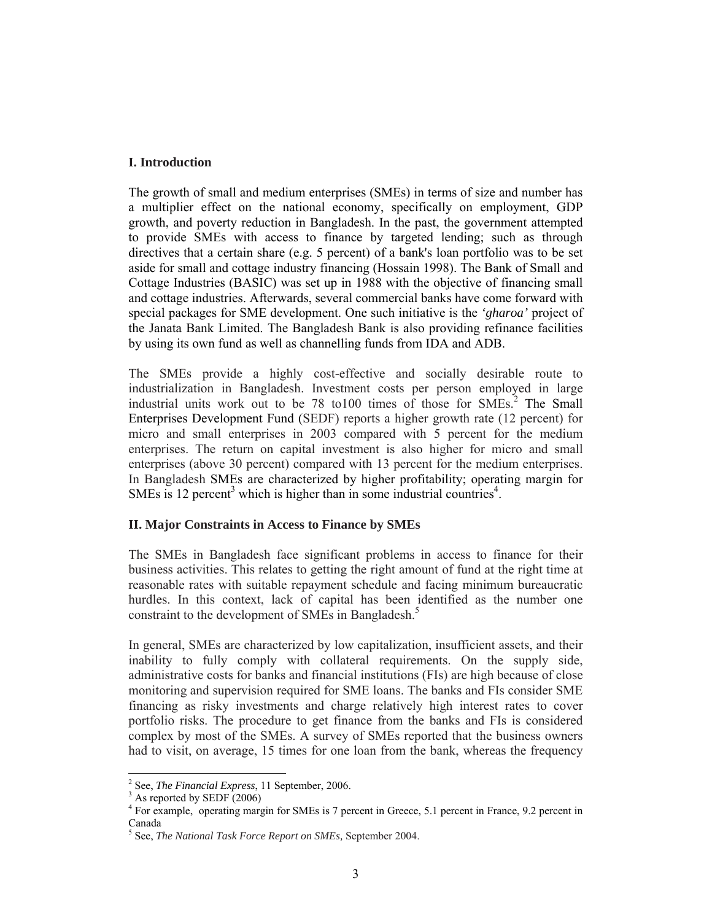## I. Introduction

The growth of small and medium enterprises (SMEs) in terms of size and number has a multiplier effect on the national economy, specifically on employment, GDP growth, and poverty reduction in Bangladesh. In the past, the government attempted to provide SMEs with access to finance by targeted lending; such as through directives that a certain share (e.g. 5 percent) of a bank's loan portfolio was to be set aside for small and cottage industry financing (Hossain 1998). The Bank of Small and Cottage Industries (BASIC) was set up in 1988 with the objective of financing small and cottage industries. Afterwards, several commercial banks have come forward with special packages for SME development. One such initiative is the *'gharoa'* project of the Janata Bank Limited. The Bangladesh Bank is also providing refinance facilities by using its own fund as well as channelling funds from IDA and ADB.

The SMEs provide a highly cost-effective and socially desirable route to industrialization in Bangladesh. Investment costs per person employed in large industrial units work out to be 78 to100 times of those for SMEs.[2] The Small Enterprises Development Fund (SEDF) reports a higher growth rate (12 percent) for micro and small enterprises in 2003 compared with 5 percent for the medium enterprises. The return on capital investment is also higher for micro and small enterprises (above 30 percent) compared with 13 percent for the medium enterprises. In Bangladesh SMEs are characterized by higher profitability; operating margin for SMEs is 12 percent[3] which is higher than in some industrial countries[4].

## II. Major Constraints in Access to Finance by SMEs

The SMEs in Bangladesh face significant problems in access to finance for their business activities. This relates to getting the right amount of fund at the right time at reasonable rates with suitable repayment schedule and facing minimum bureaucratic hurdles. In this context, lack of capital has been identified as the number one constraint to the development of SMEs in Bangladesh.[5]

In general, SMEs are characterized by low capitalization, insufficient assets, and their inability to fully comply with collateral requirements. On the supply side, administrative costs for banks and financial institutions (FIs) are high because of close monitoring and supervision required for SME loans. The banks and FIs consider SME financing as risky investments and charge relatively high interest rates to cover portfolio risks. The procedure to get finance from the banks and FIs is considered complex by most of the SMEs. A survey of SMEs reported that the business owners had to visit, on average, 15 times for one loan from the bank, whereas the frequency

---

[2] See, *The Financial Express*, 11 September, 2006.

[3] As reported by SEDF (2006)

[4] For example, operating margin for SMEs is 7 percent in Greece, 5.1 percent in France, 9.2 percent in Canada

[5] See, *The National Task Force Report on SMEs,* September 2004.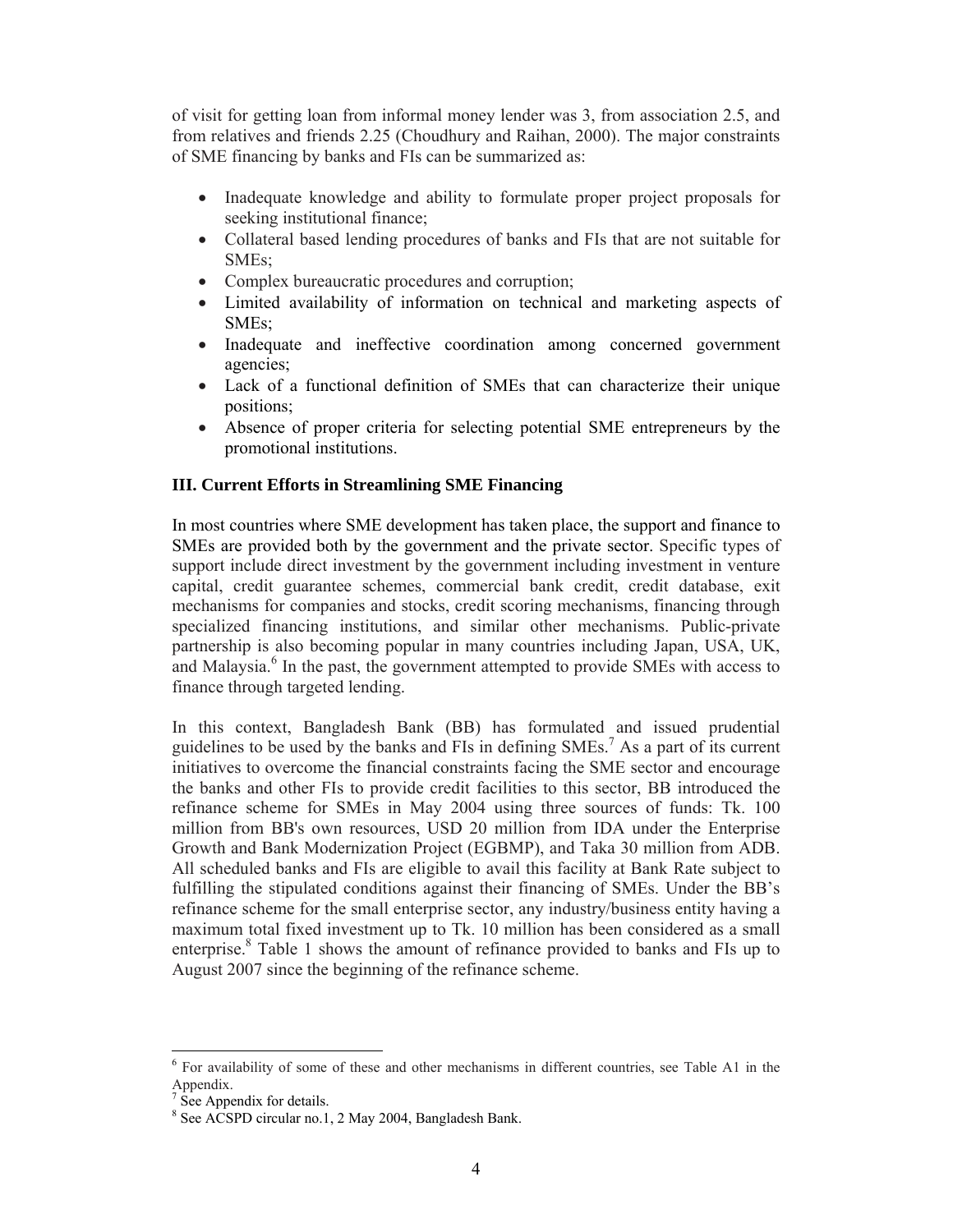of visit for getting loan from informal money lender was 3, from association 2.5, and from relatives and friends 2.25 (Choudhury and Raihan, 2000). The major constraints of SME financing by banks and FIs can be summarized as:

- Inadequate knowledge and ability to formulate proper project proposals for seeking institutional finance;
- Collateral based lending procedures of banks and FIs that are not suitable for SMEs;
- Complex bureaucratic procedures and corruption;
- Limited availability of information on technical and marketing aspects of SMEs;
- Inadequate and ineffective coordination among concerned government agencies;
- Lack of a functional definition of SMEs that can characterize their unique positions;
- Absence of proper criteria for selecting potential SME entrepreneurs by the promotional institutions.

### III. Current Efforts in Streamlining SME Financing

In most countries where SME development has taken place, the support and finance to SMEs are provided both by the government and the private sector. Specific types of support include direct investment by the government including investment in venture capital, credit guarantee schemes, commercial bank credit, credit database, exit mechanisms for companies and stocks, credit scoring mechanisms, financing through specialized financing institutions, and similar other mechanisms. Public-private partnership is also becoming popular in many countries including Japan, USA, UK, and Malaysia.[6] In the past, the government attempted to provide SMEs with access to finance through targeted lending.

In this context, Bangladesh Bank (BB) has formulated and issued prudential guidelines to be used by the banks and FIs in defining SMEs.[7] As a part of its current initiatives to overcome the financial constraints facing the SME sector and encourage the banks and other FIs to provide credit facilities to this sector, BB introduced the refinance scheme for SMEs in May 2004 using three sources of funds: Tk. 100 million from BB's own resources, USD 20 million from IDA under the Enterprise Growth and Bank Modernization Project (EGBMP), and Taka 30 million from ADB. All scheduled banks and FIs are eligible to avail this facility at Bank Rate subject to fulfilling the stipulated conditions against their financing of SMEs. Under the BB's refinance scheme for the small enterprise sector, any industry/business entity having a maximum total fixed investment up to Tk. 10 million has been considered as a small enterprise.[8] Table 1 shows the amount of refinance provided to banks and FIs up to August 2007 since the beginning of the refinance scheme.

---

[6] For availability of some of these and other mechanisms in different countries, see Table A1 in the Appendix.

[7] See Appendix for details.

[8] See ACSPD circular no.1, 2 May 2004, Bangladesh Bank.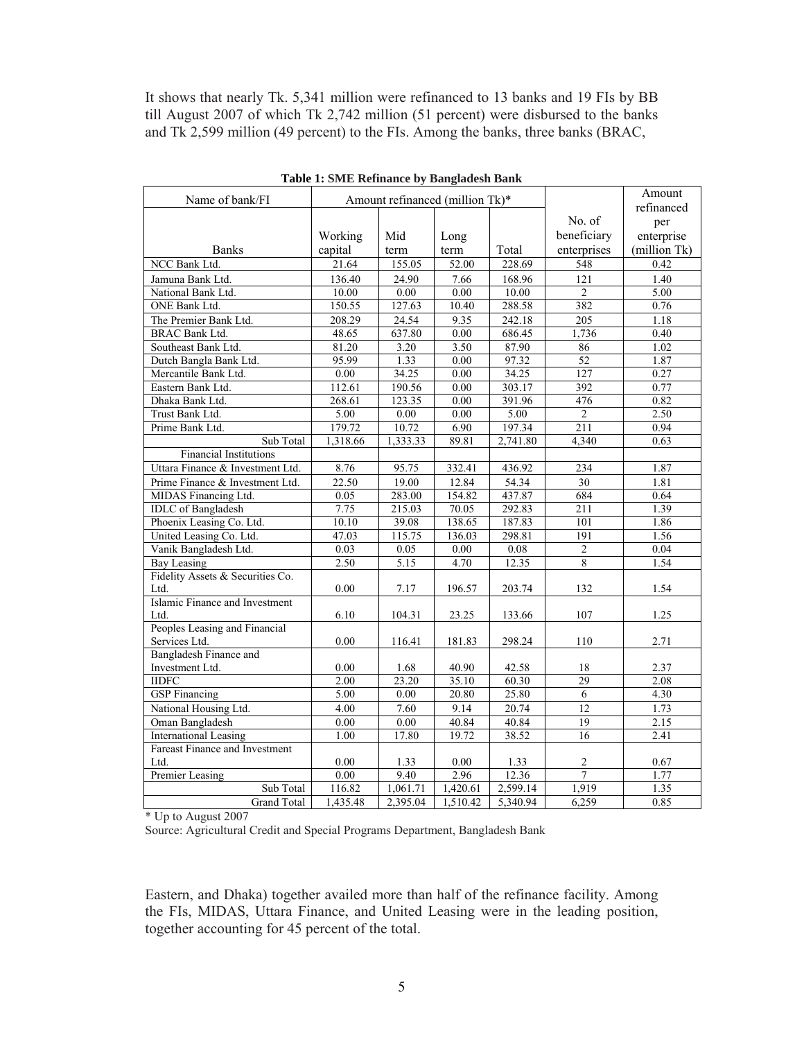It shows that nearly Tk. 5,341 million were refinanced to 13 banks and 19 FIs by BB till August 2007 of which Tk 2,742 million (51 percent) were disbursed to the banks and Tk 2,599 million (49 percent) to the FIs. Among the banks, three banks (BRAC,

**Table 1: SME Refinance by Bangladesh Bank**

| Name of bank/FI | Amount refinanced (million Tk)* | | | | No. of beneficiary enterprises | Amount refinanced per enterprise (million Tk) |
|---|---|---|---|---|---|---|
| Banks | Working capital | Mid term | Long term | Total | | |
| NCC Bank Ltd. | 21.64 | 155.05 | 52.00 | 228.69 | 548 | 0.42 |
| Jamuna Bank Ltd. | 136.40 | 24.90 | 7.66 | 168.96 | 121 | 1.40 |
| National Bank Ltd. | 10.00 | 0.00 | 0.00 | 10.00 | 2 | 5.00 |
| ONE Bank Ltd. | 150.55 | 127.63 | 10.40 | 288.58 | 382 | 0.76 |
| The Premier Bank Ltd. | 208.29 | 24.54 | 9.35 | 242.18 | 205 | 1.18 |
| BRAC Bank Ltd. | 48.65 | 637.80 | 0.00 | 686.45 | 1,736 | 0.40 |
| Southeast Bank Ltd. | 81.20 | 3.20 | 3.50 | 87.90 | 86 | 1.02 |
| Dutch Bangla Bank Ltd. | 95.99 | 1.33 | 0.00 | 97.32 | 52 | 1.87 |
| Mercantile Bank Ltd. | 0.00 | 34.25 | 0.00 | 34.25 | 127 | 0.27 |
| Eastern Bank Ltd. | 112.61 | 190.56 | 0.00 | 303.17 | 392 | 0.77 |
| Dhaka Bank Ltd. | 268.61 | 123.35 | 0.00 | 391.96 | 476 | 0.82 |
| Trust Bank Ltd. | 5.00 | 0.00 | 0.00 | 5.00 | 2 | 2.50 |
| Prime Bank Ltd. | 179.72 | 10.72 | 6.90 | 197.34 | 211 | 0.94 |
| Sub Total | 1,318.66 | 1,333.33 | 89.81 | 2,741.80 | 4,340 | 0.63 |
| Financial Institutions | | | | | | |
| Uttara Finance & Investment Ltd. | 8.76 | 95.75 | 332.41 | 436.92 | 234 | 1.87 |
| Prime Finance & Investment Ltd. | 22.50 | 19.00 | 12.84 | 54.34 | 30 | 1.81 |
| MIDAS Financing Ltd. | 0.05 | 283.00 | 154.82 | 437.87 | 684 | 0.64 |
| IDLC of Bangladesh | 7.75 | 215.03 | 70.05 | 292.83 | 211 | 1.39 |
| Phoenix Leasing Co. Ltd. | 10.10 | 39.08 | 138.65 | 187.83 | 101 | 1.86 |
| United Leasing Co. Ltd. | 47.03 | 115.75 | 136.03 | 298.81 | 191 | 1.56 |
| Vanik Bangladesh Ltd. | 0.03 | 0.05 | 0.00 | 0.08 | 2 | 0.04 |
| Bay Leasing | 2.50 | 5.15 | 4.70 | 12.35 | 8 | 1.54 |
| Fidelity Assets & Securities Co. Ltd. | 0.00 | 7.17 | 196.57 | 203.74 | 132 | 1.54 |
| Islamic Finance and Investment Ltd. | 6.10 | 104.31 | 23.25 | 133.66 | 107 | 1.25 |
| Peoples Leasing and Financial Services Ltd. | 0.00 | 116.41 | 181.83 | 298.24 | 110 | 2.71 |
| Bangladesh Finance and Investment Ltd. | 0.00 | 1.68 | 40.90 | 42.58 | 18 | 2.37 |
| IIDFC | 2.00 | 23.20 | 35.10 | 60.30 | 29 | 2.08 |
| GSP Financing | 5.00 | 0.00 | 20.80 | 25.80 | 6 | 4.30 |
| National Housing Ltd. | 4.00 | 7.60 | 9.14 | 20.74 | 12 | 1.73 |
| Oman Bangladesh | 0.00 | 0.00 | 40.84 | 40.84 | 19 | 2.15 |
| International Leasing | 1.00 | 17.80 | 19.72 | 38.52 | 16 | 2.41 |
| Fareast Finance and Investment Ltd. | 0.00 | 1.33 | 0.00 | 1.33 | 2 | 0.67 |
| Premier Leasing | 0.00 | 9.40 | 2.96 | 12.36 | 7 | 1.77 |
| Sub Total | 116.82 | 1,061.71 | 1,420.61 | 2,599.14 | 1,919 | 1.35 |
| Grand Total | 1,435.48 | 2,395.04 | 1,510.42 | 5,340.94 | 6,259 | 0.85 |

\* Up to August 2007

Source: Agricultural Credit and Special Programs Department, Bangladesh Bank

Eastern, and Dhaka) together availed more than half of the refinance facility. Among the FIs, MIDAS, Uttara Finance, and United Leasing were in the leading position, together accounting for 45 percent of the total.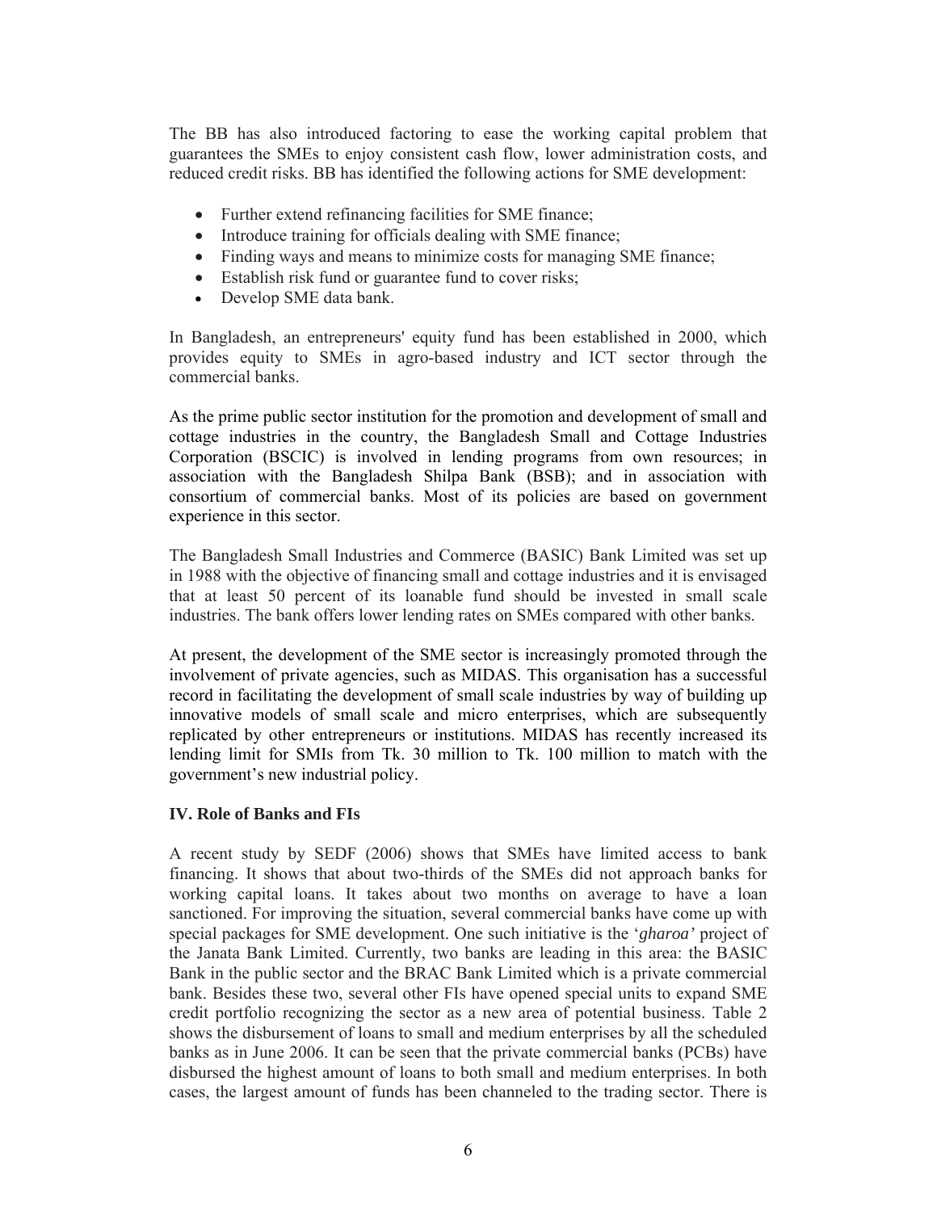The BB has also introduced factoring to ease the working capital problem that guarantees the SMEs to enjoy consistent cash flow, lower administration costs, and reduced credit risks. BB has identified the following actions for SME development:

- Further extend refinancing facilities for SME finance;
- Introduce training for officials dealing with SME finance;
- Finding ways and means to minimize costs for managing SME finance;
- Establish risk fund or guarantee fund to cover risks;
- Develop SME data bank.

In Bangladesh, an entrepreneurs' equity fund has been established in 2000, which provides equity to SMEs in agro-based industry and ICT sector through the commercial banks.

As the prime public sector institution for the promotion and development of small and cottage industries in the country, the Bangladesh Small and Cottage Industries Corporation (BSCIC) is involved in lending programs from own resources; in association with the Bangladesh Shilpa Bank (BSB); and in association with consortium of commercial banks. Most of its policies are based on government experience in this sector.

The Bangladesh Small Industries and Commerce (BASIC) Bank Limited was set up in 1988 with the objective of financing small and cottage industries and it is envisaged that at least 50 percent of its loanable fund should be invested in small scale industries. The bank offers lower lending rates on SMEs compared with other banks.

At present, the development of the SME sector is increasingly promoted through the involvement of private agencies, such as MIDAS. This organisation has a successful record in facilitating the development of small scale industries by way of building up innovative models of small scale and micro enterprises, which are subsequently replicated by other entrepreneurs or institutions. MIDAS has recently increased its lending limit for SMIs from Tk. 30 million to Tk. 100 million to match with the government's new industrial policy.

## IV. Role of Banks and FIs

A recent study by SEDF (2006) shows that SMEs have limited access to bank financing. It shows that about two-thirds of the SMEs did not approach banks for working capital loans. It takes about two months on average to have a loan sanctioned. For improving the situation, several commercial banks have come up with special packages for SME development. One such initiative is the '*gharoa'* project of the Janata Bank Limited. Currently, two banks are leading in this area: the BASIC Bank in the public sector and the BRAC Bank Limited which is a private commercial bank. Besides these two, several other FIs have opened special units to expand SME credit portfolio recognizing the sector as a new area of potential business. Table 2 shows the disbursement of loans to small and medium enterprises by all the scheduled banks as in June 2006. It can be seen that the private commercial banks (PCBs) have disbursed the highest amount of loans to both small and medium enterprises. In both cases, the largest amount of funds has been channeled to the trading sector. There is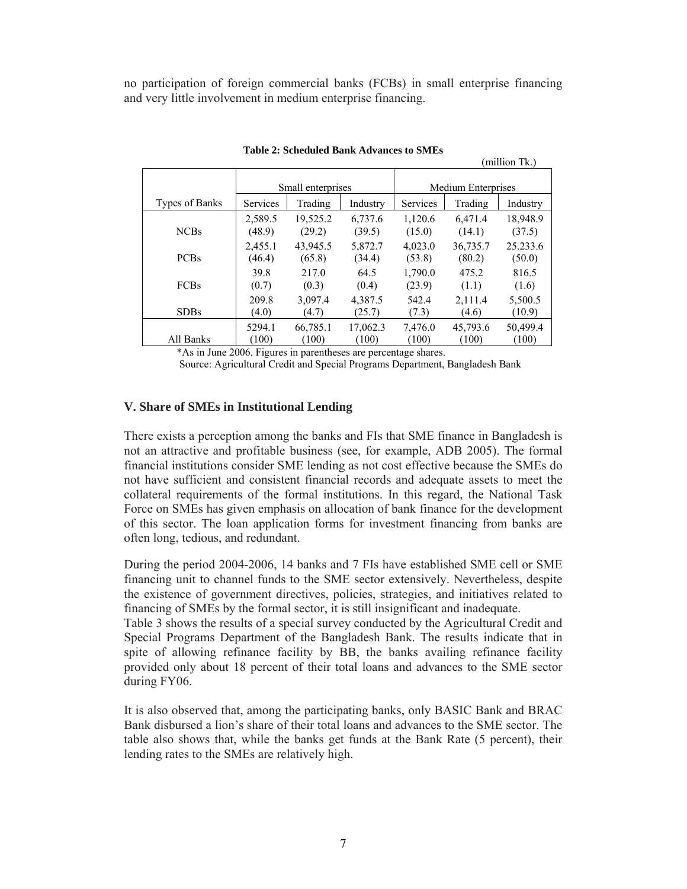no participation of foreign commercial banks (FCBs) in small enterprise financing and very little involvement in medium enterprise financing.

**Table 2: Scheduled Bank Advances to SMEs**

(million Tk.)

| | Small enterprises | | | Medium Enterprises | | |
|---|---|---|---|---|---|---|
| Types of Banks | Services | Trading | Industry | Services | Trading | Industry |
| NCBs | 2,589.5 (48.9) | 19,525.2 (29.2) | 6,737.6 (39.5) | 1,120.6 (15.0) | 6,471.4 (14.1) | 18,948.9 (37.5) |
| PCBs | 2,455.1 (46.4) | 43,945.5 (65.8) | 5,872.7 (34.4) | 4,023.0 (53.8) | 36,735.7 (80.2) | 25.233.6 (50.0) |
| FCBs | 39.8 (0.7) | 217.0 (0.3) | 64.5 (0.4) | 1,790.0 (23.9) | 475.2 (1.1) | 816.5 (1.6) |
| SDBs | 209.8 (4.0) | 3,097.4 (4.7) | 4,387.5 (25.7) | 542.4 (7.3) | 2,111.4 (4.6) | 5,500.5 (10.9) |
| All Banks | 5294.1 (100) | 66,785.1 (100) | 17,062.3 (100) | 7,476.0 (100) | 45,793.6 (100) | 50,499.4 (100) |

*As in June 2006. Figures in parentheses are percentage shares.
Source: Agricultural Credit and Special Programs Department, Bangladesh Bank

### V. Share of SMEs in Institutional Lending

There exists a perception among the banks and FIs that SME finance in Bangladesh is not an attractive and profitable business (see, for example, ADB 2005). The formal financial institutions consider SME lending as not cost effective because the SMEs do not have sufficient and consistent financial records and adequate assets to meet the collateral requirements of the formal institutions. In this regard, the National Task Force on SMEs has given emphasis on allocation of bank finance for the development of this sector. The loan application forms for investment financing from banks are often long, tedious, and redundant.

During the period 2004-2006, 14 banks and 7 FIs have established SME cell or SME financing unit to channel funds to the SME sector extensively. Nevertheless, despite the existence of government directives, policies, strategies, and initiatives related to financing of SMEs by the formal sector, it is still insignificant and inadequate.
Table 3 shows the results of a special survey conducted by the Agricultural Credit and Special Programs Department of the Bangladesh Bank. The results indicate that in spite of allowing refinance facility by BB, the banks availing refinance facility provided only about 18 percent of their total loans and advances to the SME sector during FY06.

It is also observed that, among the participating banks, only BASIC Bank and BRAC Bank disbursed a lion's share of their total loans and advances to the SME sector. The table also shows that, while the banks get funds at the Bank Rate (5 percent), their lending rates to the SMEs are relatively high.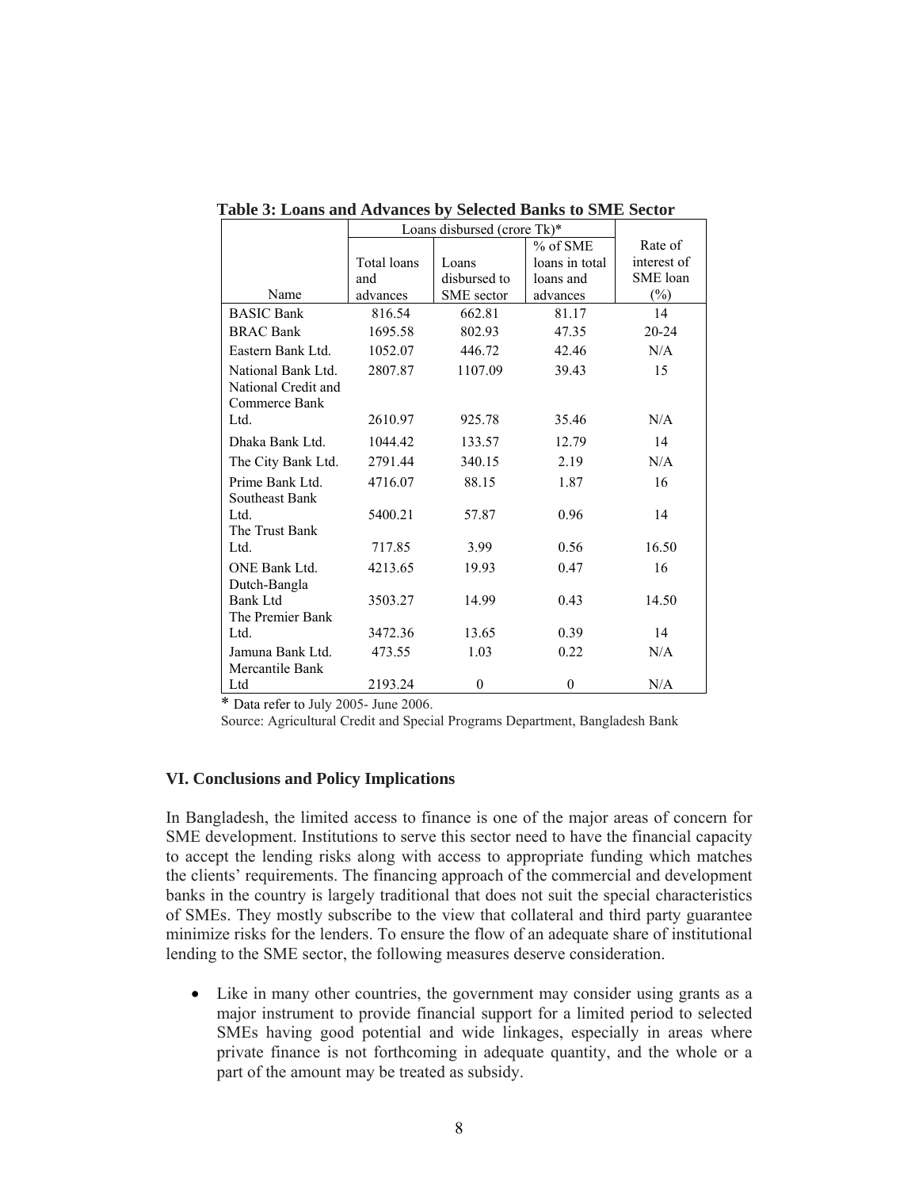**Table 3: Loans and Advances by Selected Banks to SME Sector**

| Name | Loans disbursed (crore Tk)* | | | Rate of interest of SME loan (%) |
|---|---|---|---|---|
| | Total loans and advances | Loans disbursed to SME sector | % of SME loans in total loans and advances | |
| BASIC Bank | 816.54 | 662.81 | 81.17 | 14 |
| BRAC Bank | 1695.58 | 802.93 | 47.35 | 20-24 |
| Eastern Bank Ltd. | 1052.07 | 446.72 | 42.46 | N/A |
| National Bank Ltd. | 2807.87 | 1107.09 | 39.43 | 15 |
| National Credit and Commerce Bank Ltd. | 2610.97 | 925.78 | 35.46 | N/A |
| Dhaka Bank Ltd. | 1044.42 | 133.57 | 12.79 | 14 |
| The City Bank Ltd. | 2791.44 | 340.15 | 2.19 | N/A |
| Prime Bank Ltd. | 4716.07 | 88.15 | 1.87 | 16 |
| Southeast Bank Ltd. | 5400.21 | 57.87 | 0.96 | 14 |
| The Trust Bank Ltd. | 717.85 | 3.99 | 0.56 | 16.50 |
| ONE Bank Ltd. | 4213.65 | 19.93 | 0.47 | 16 |
| Dutch-Bangla Bank Ltd | 3503.27 | 14.99 | 0.43 | 14.50 |
| The Premier Bank Ltd. | 3472.36 | 13.65 | 0.39 | 14 |
| Jamuna Bank Ltd. | 473.55 | 1.03 | 0.22 | N/A |
| Mercantile Bank Ltd | 2193.24 | 0 | 0 | N/A |

* Data refer to July 2005- June 2006.

Source: Agricultural Credit and Special Programs Department, Bangladesh Bank

## VI. Conclusions and Policy Implications

In Bangladesh, the limited access to finance is one of the major areas of concern for SME development. Institutions to serve this sector need to have the financial capacity to accept the lending risks along with access to appropriate funding which matches the clients' requirements. The financing approach of the commercial and development banks in the country is largely traditional that does not suit the special characteristics of SMEs. They mostly subscribe to the view that collateral and third party guarantee minimize risks for the lenders. To ensure the flow of an adequate share of institutional lending to the SME sector, the following measures deserve consideration.

- Like in many other countries, the government may consider using grants as a major instrument to provide financial support for a limited period to selected SMEs having good potential and wide linkages, especially in areas where private finance is not forthcoming in adequate quantity, and the whole or a part of the amount may be treated as subsidy.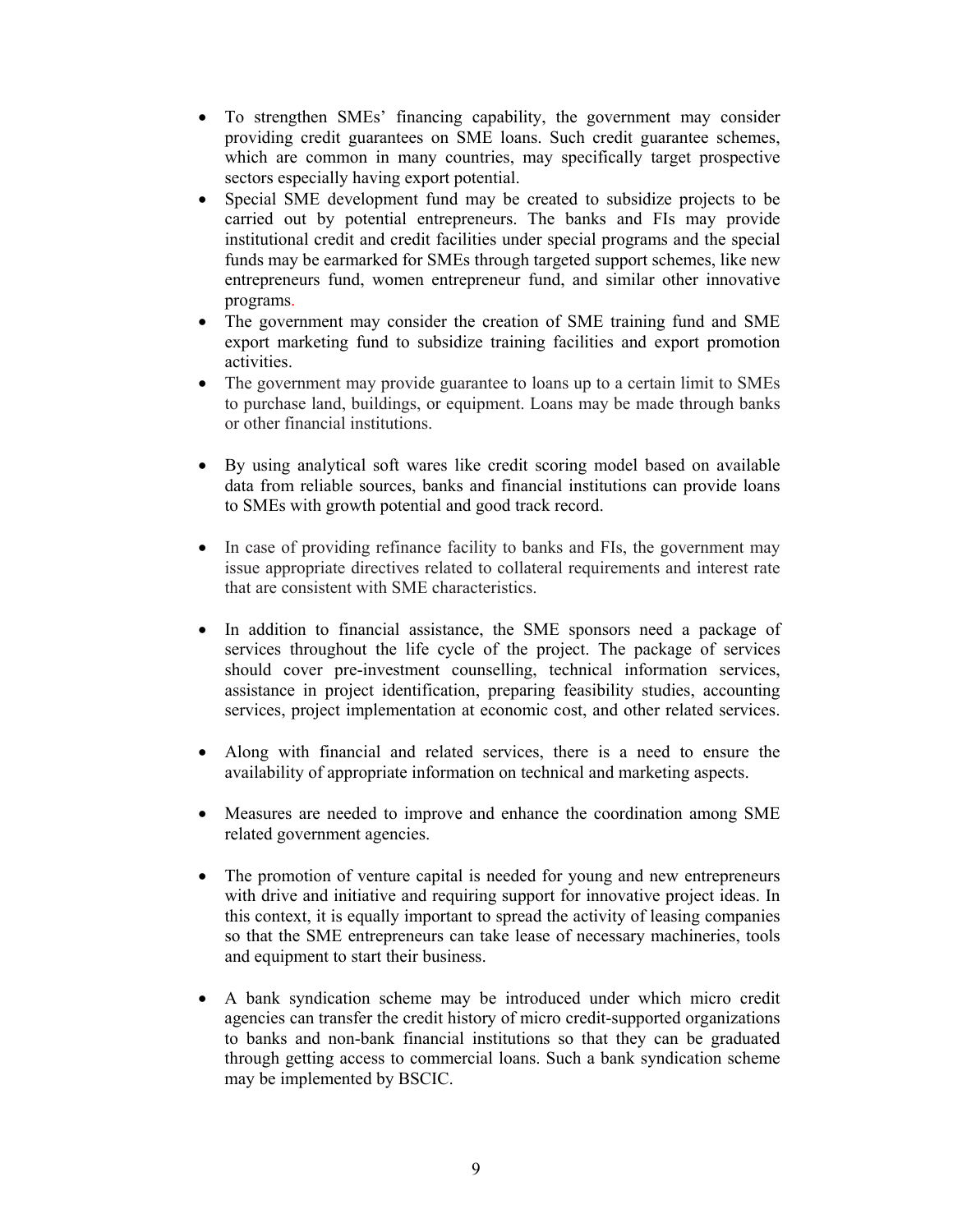- To strengthen SMEs' financing capability, the government may consider providing credit guarantees on SME loans. Such credit guarantee schemes, which are common in many countries, may specifically target prospective sectors especially having export potential.
- Special SME development fund may be created to subsidize projects to be carried out by potential entrepreneurs. The banks and FIs may provide institutional credit and credit facilities under special programs and the special funds may be earmarked for SMEs through targeted support schemes, like new entrepreneurs fund, women entrepreneur fund, and similar other innovative programs.
- The government may consider the creation of SME training fund and SME export marketing fund to subsidize training facilities and export promotion activities.
- The government may provide guarantee to loans up to a certain limit to SMEs to purchase land, buildings, or equipment. Loans may be made through banks or other financial institutions.
- By using analytical soft wares like credit scoring model based on available data from reliable sources, banks and financial institutions can provide loans to SMEs with growth potential and good track record.
- In case of providing refinance facility to banks and FIs, the government may issue appropriate directives related to collateral requirements and interest rate that are consistent with SME characteristics.
- In addition to financial assistance, the SME sponsors need a package of services throughout the life cycle of the project. The package of services should cover pre-investment counselling, technical information services, assistance in project identification, preparing feasibility studies, accounting services, project implementation at economic cost, and other related services.
- Along with financial and related services, there is a need to ensure the availability of appropriate information on technical and marketing aspects.
- Measures are needed to improve and enhance the coordination among SME related government agencies.
- The promotion of venture capital is needed for young and new entrepreneurs with drive and initiative and requiring support for innovative project ideas. In this context, it is equally important to spread the activity of leasing companies so that the SME entrepreneurs can take lease of necessary machineries, tools and equipment to start their business.
- A bank syndication scheme may be introduced under which micro credit agencies can transfer the credit history of micro credit-supported organizations to banks and non-bank financial institutions so that they can be graduated through getting access to commercial loans. Such a bank syndication scheme may be implemented by BSCIC.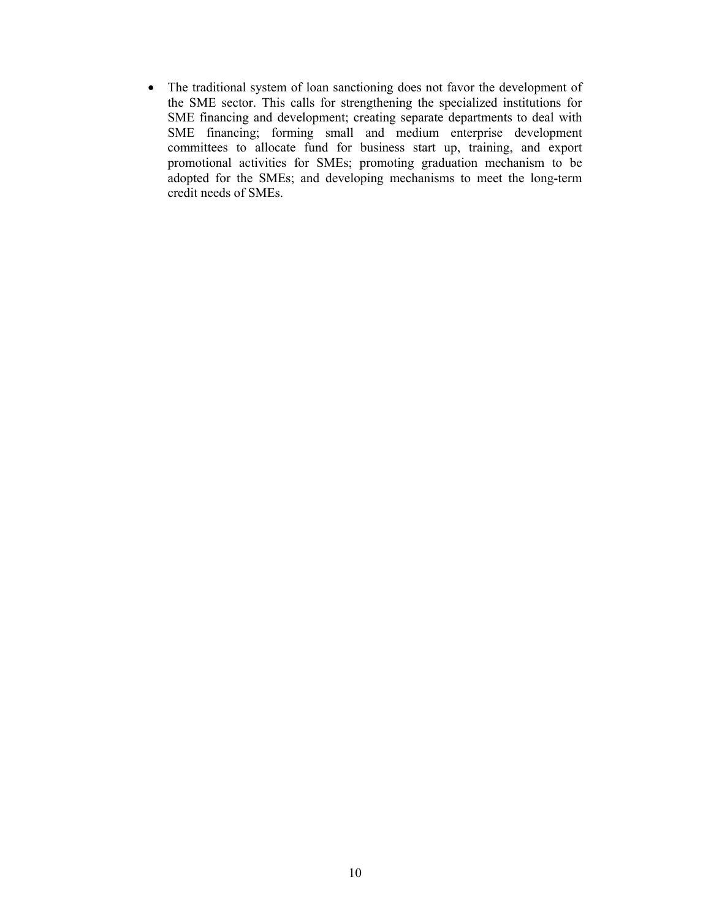- The traditional system of loan sanctioning does not favor the development of the SME sector. This calls for strengthening the specialized institutions for SME financing and development; creating separate departments to deal with SME financing; forming small and medium enterprise development committees to allocate fund for business start up, training, and export promotional activities for SMEs; promoting graduation mechanism to be adopted for the SMEs; and developing mechanisms to meet the long-term credit needs of SMEs.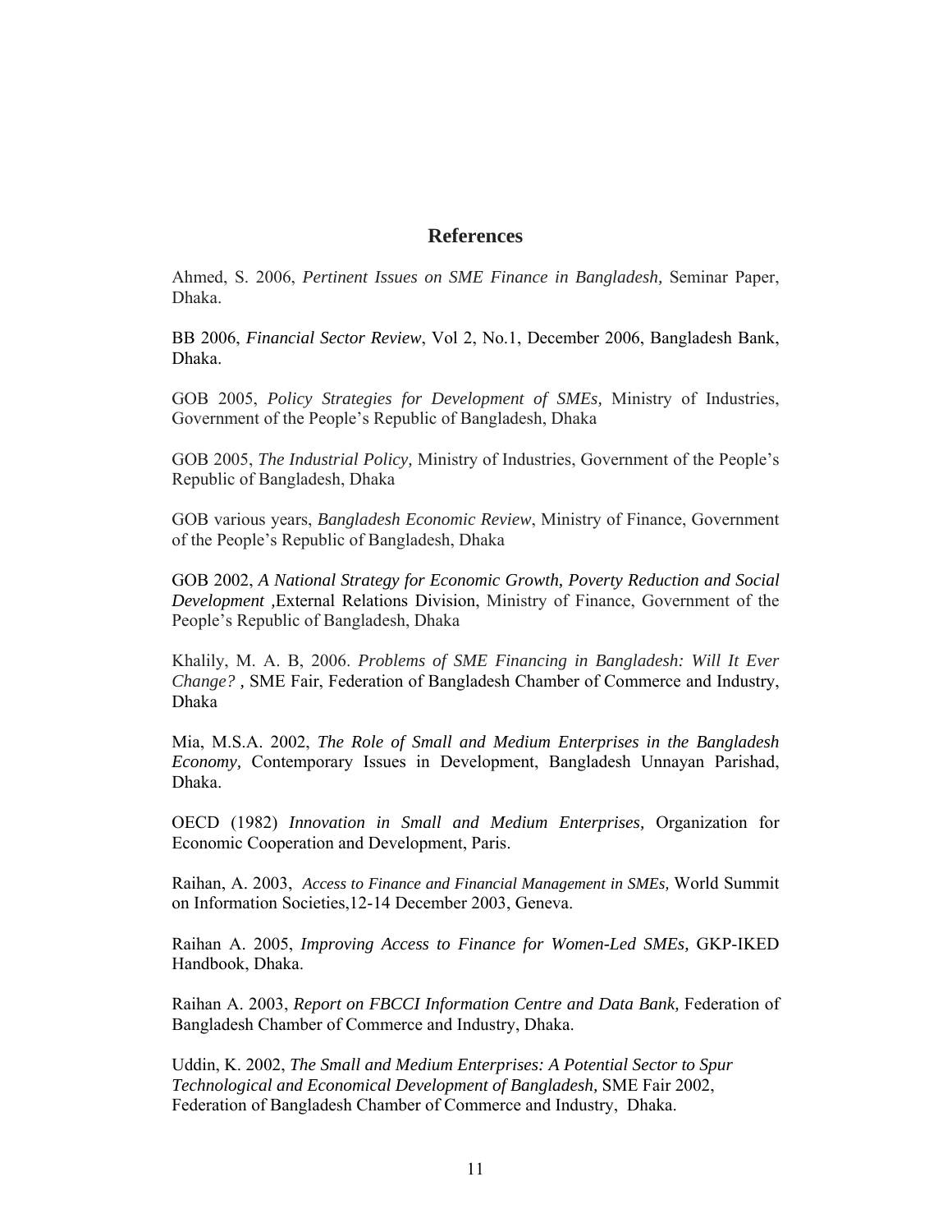## References

Ahmed, S. 2006, *Pertinent Issues on SME Finance in Bangladesh,* Seminar Paper, Dhaka.

BB 2006, *Financial Sector Review*, Vol 2, No.1, December 2006, Bangladesh Bank, Dhaka.

GOB 2005, *Policy Strategies for Development of SMEs,* Ministry of Industries, Government of the People's Republic of Bangladesh, Dhaka

GOB 2005, *The Industrial Policy,* Ministry of Industries, Government of the People's Republic of Bangladesh, Dhaka

GOB various years, *Bangladesh Economic Review*, Ministry of Finance, Government of the People's Republic of Bangladesh, Dhaka

GOB 2002, *A National Strategy for Economic Growth, Poverty Reduction and Social Development* ,External Relations Division, Ministry of Finance, Government of the People's Republic of Bangladesh, Dhaka

Khalily, M. A. B, 2006. *Problems of SME Financing in Bangladesh: Will It Ever Change? ,* SME Fair, Federation of Bangladesh Chamber of Commerce and Industry, Dhaka

Mia, M.S.A. 2002, *The Role of Small and Medium Enterprises in the Bangladesh Economy,* Contemporary Issues in Development, Bangladesh Unnayan Parishad, Dhaka.

OECD (1982) *Innovation in Small and Medium Enterprises,* Organization for Economic Cooperation and Development, Paris.

Raihan, A. 2003, *Access to Finance and Financial Management in SMEs,* World Summit on Information Societies,12-14 December 2003, Geneva.

Raihan A. 2005, *Improving Access to Finance for Women-Led SMEs,* GKP-IKED Handbook, Dhaka.

Raihan A. 2003, *Report on FBCCI Information Centre and Data Bank,* Federation of Bangladesh Chamber of Commerce and Industry, Dhaka.

Uddin, K. 2002, *The Small and Medium Enterprises: A Potential Sector to Spur Technological and Economical Development of Bangladesh,* SME Fair 2002, Federation of Bangladesh Chamber of Commerce and Industry, Dhaka.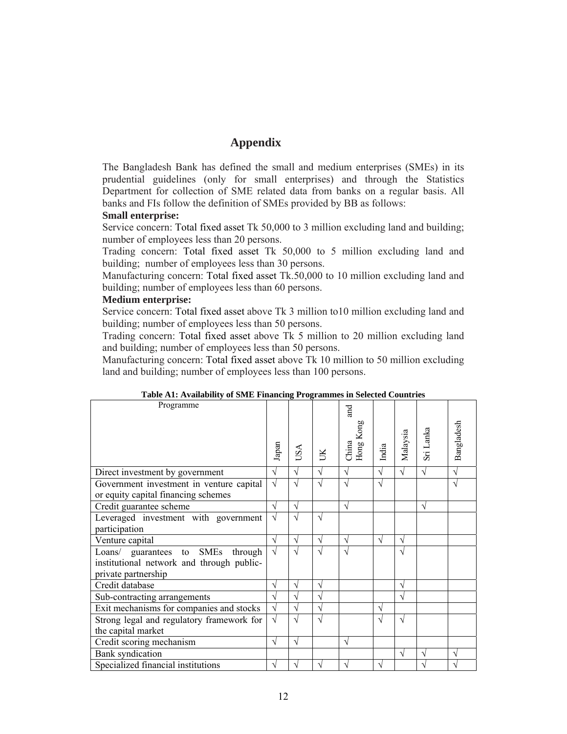# Appendix

The Bangladesh Bank has defined the small and medium enterprises (SMEs) in its prudential guidelines (only for small enterprises) and through the Statistics Department for collection of SME related data from banks on a regular basis. All banks and FIs follow the definition of SMEs provided by BB as follows:

**Small enterprise:**

Service concern: Total fixed asset Tk 50,000 to 3 million excluding land and building; number of employees less than 20 persons.

Trading concern: Total fixed asset Tk 50,000 to 5 million excluding land and building; number of employees less than 30 persons.

Manufacturing concern: Total fixed asset Tk.50,000 to 10 million excluding land and building; number of employees less than 60 persons.

**Medium enterprise:**

Service concern: Total fixed asset above Tk 3 million to10 million excluding land and building; number of employees less than 50 persons.

Trading concern: Total fixed asset above Tk 5 million to 20 million excluding land and building; number of employees less than 50 persons.

Manufacturing concern: Total fixed asset above Tk 10 million to 50 million excluding land and building; number of employees less than 100 persons.

**Table A1: Availability of SME Financing Programmes in Selected Countries**

| Programme | Japan | USA | UK | China and Hong Kong | India | Malaysia | Sri Lanka | Bangladesh |
|---|---|---|---|---|---|---|---|---|
| Direct investment by government | √ | √ | √ | √ | √ | √ | √ | √ |
| Government investment in venture capital or equity capital financing schemes | √ | √ | √ | √ | √ | | | √ |
| Credit guarantee scheme | √ | √ | | √ | | | √ | |
| Leveraged investment with government participation | √ | √ | √ | | | | | |
| Venture capital | √ | √ | √ | √ | √ | √ | | |
| Loans/ guarantees to SMEs through institutional network and through public-private partnership | √ | √ | √ | √ | | √ | | |
| Credit database | √ | √ | √ | | | √ | | |
| Sub-contracting arrangements | √ | √ | √ | | | √ | | |
| Exit mechanisms for companies and stocks | √ | √ | √ | | √ | | | |
| Strong legal and regulatory framework for the capital market | √ | √ | √ | | √ | √ | | |
| Credit scoring mechanism | √ | √ | | √ | | | | |
| Bank syndication | | | | | | √ | √ | √ |
| Specialized financial institutions | √ | √ | √ | √ | √ | | √ | √ |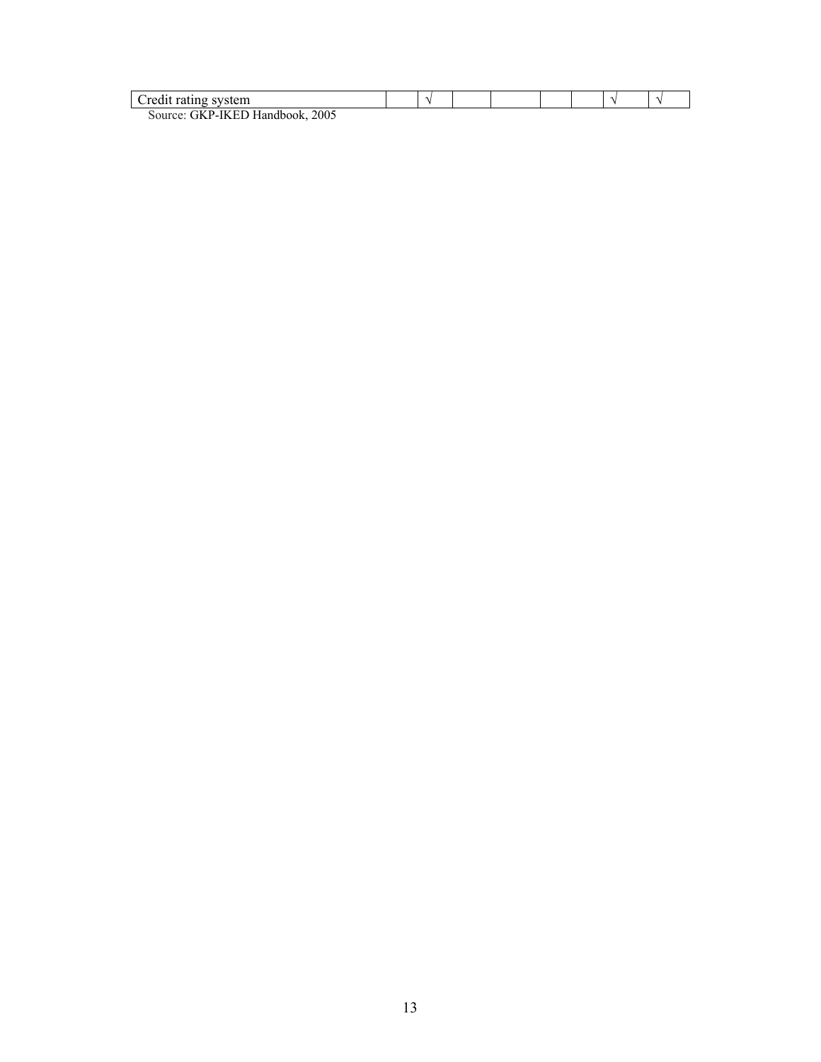| | | | | | | | | |
|---|---|---|---|---|---|---|---|---|
| Credit rating system | | √ | | | | | √ | √ |

Source: GKP-IKED Handbook, 2005